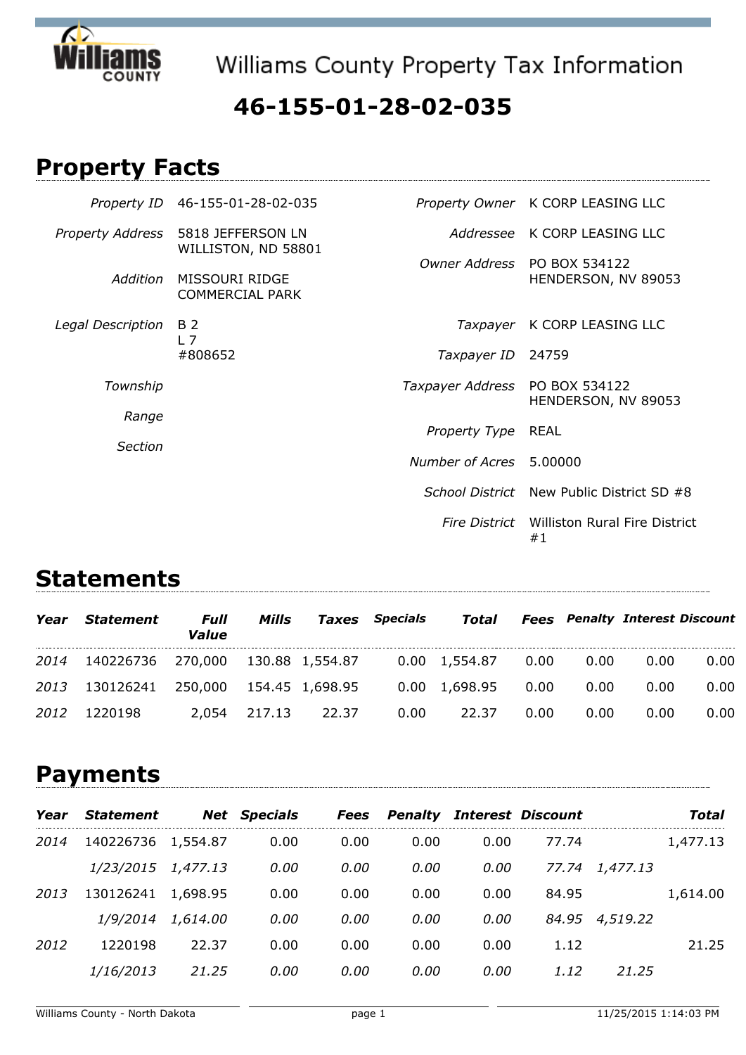# Williams County Property Tax Information

## 46-155-01-28-02-035

## Property Facts

| | | | |
|---|---|---|---|
| *Property ID* | 46-155-01-28-02-035 | *Property Owner* | K CORP LEASING LLC |
| *Property Address* | 5818 JEFFERSON LN WILLISTON, ND 58801 | *Addressee* | K CORP LEASING LLC |
| *Addition* | MISSOURI RIDGE COMMERCIAL PARK | *Owner Address* | PO BOX 534122 HENDERSON, NV 89053 |
| *Legal Description* | B 2 L 7 #808652 | *Taxpayer* | K CORP LEASING LLC |
| *Township* | | *Taxpayer ID* | 24759 |
| *Range* | | *Taxpayer Address* | PO BOX 534122 HENDERSON, NV 89053 |
| *Section* | | *Property Type* | REAL |
| | | *Number of Acres* | 5.00000 |
| | | *School District* | New Public District SD #8 |
| | | *Fire District* | Williston Rural Fire District #1 |

## Statements

| *Year* | *Statement* | *Full Value* | *Mills* | *Taxes* | *Specials* | *Total* | *Fees* | *Penalty* | *Interest* | *Discount* |
|---|---|---|---|---|---|---|---|---|---|---|
| *2014* | 140226736 | 270,000 | 130.88 | 1,554.87 | 0.00 | 1,554.87 | 0.00 | 0.00 | 0.00 | 0.00 |
| *2013* | 130126241 | 250,000 | 154.45 | 1,698.95 | 0.00 | 1,698.95 | 0.00 | 0.00 | 0.00 | 0.00 |
| *2012* | 1220198 | 2,054 | 217.13 | 22.37 | 0.00 | 22.37 | 0.00 | 0.00 | 0.00 | 0.00 |

## Payments

| *Year* | *Statement* | *Net* | *Specials* | *Fees* | *Penalty* | *Interest* | *Discount* | | *Total* |
|---|---|---|---|---|---|---|---|---|---|
| *2014* | 140226736 | 1,554.87 | 0.00 | 0.00 | 0.00 | 0.00 | 77.74 | | 1,477.13 |
| | *1/23/2015* | *1,477.13* | *0.00* | *0.00* | *0.00* | *0.00* | *77.74* | *1,477.13* | |
| *2013* | 130126241 | 1,698.95 | 0.00 | 0.00 | 0.00 | 0.00 | 84.95 | | 1,614.00 |
| | *1/9/2014* | *1,614.00* | *0.00* | *0.00* | *0.00* | *0.00* | *84.95* | *4,519.22* | |
| *2012* | 1220198 | 22.37 | 0.00 | 0.00 | 0.00 | 0.00 | 1.12 | | 21.25 |
| | *1/16/2013* | *21.25* | *0.00* | *0.00* | *0.00* | *0.00* | *1.12* | *21.25* | |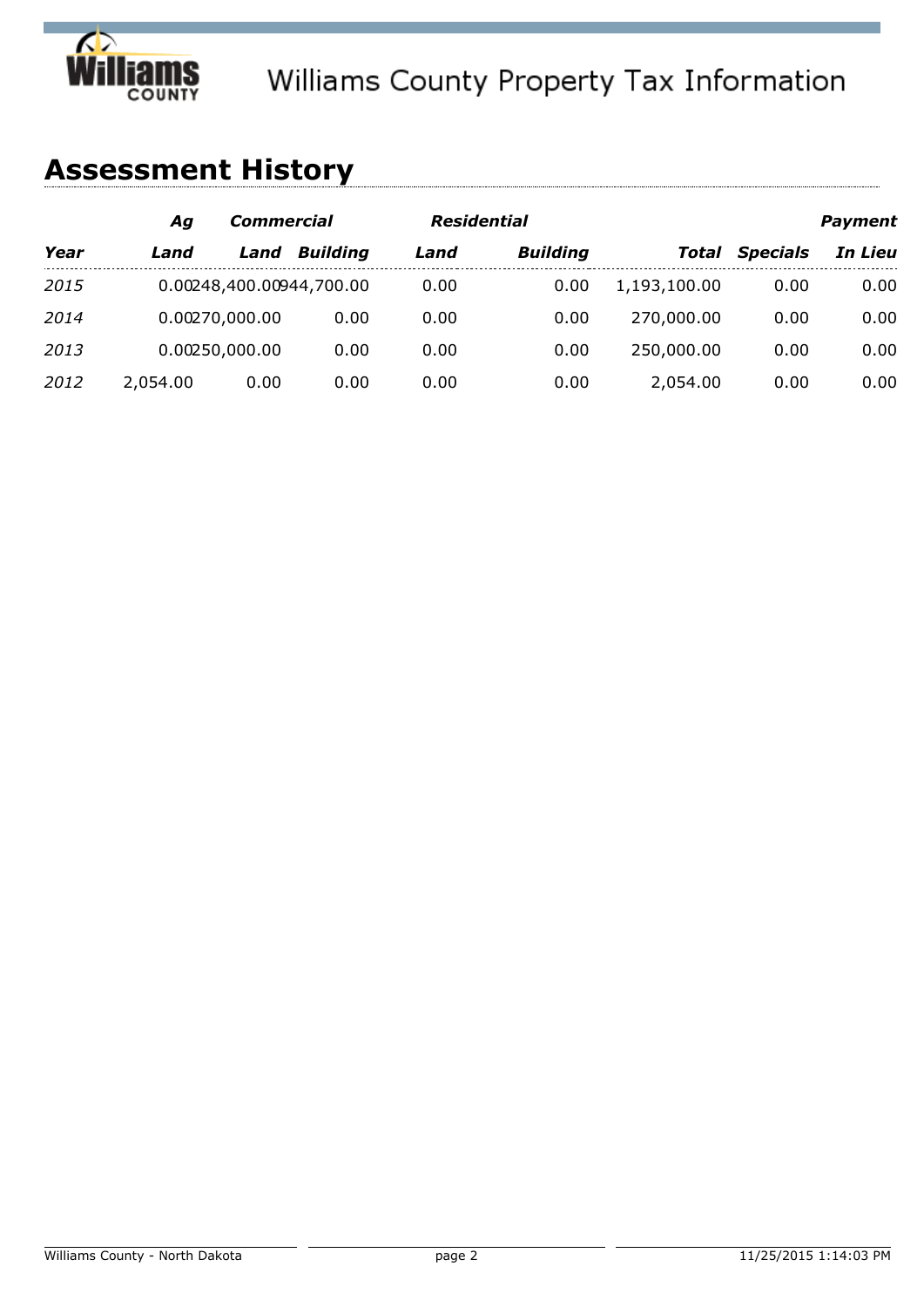## Assessment History

| | Ag | Commercial | | Residential | | | | Payment |
|---|---|---|---|---|---|---|---|---|
| Year | Land | Land | Building | Land | Building | Total | Specials | In Lieu |
| 2015 | 0.00 | 248,400.00 | 944,700.00 | 0.00 | 0.00 | 1,193,100.00 | 0.00 | 0.00 |
| 2014 | 0.00 | 270,000.00 | 0.00 | 0.00 | 0.00 | 270,000.00 | 0.00 | 0.00 |
| 2013 | 0.00 | 250,000.00 | 0.00 | 0.00 | 0.00 | 250,000.00 | 0.00 | 0.00 |
| 2012 | 2,054.00 | 0.00 | 0.00 | 0.00 | 0.00 | 2,054.00 | 0.00 | 0.00 |